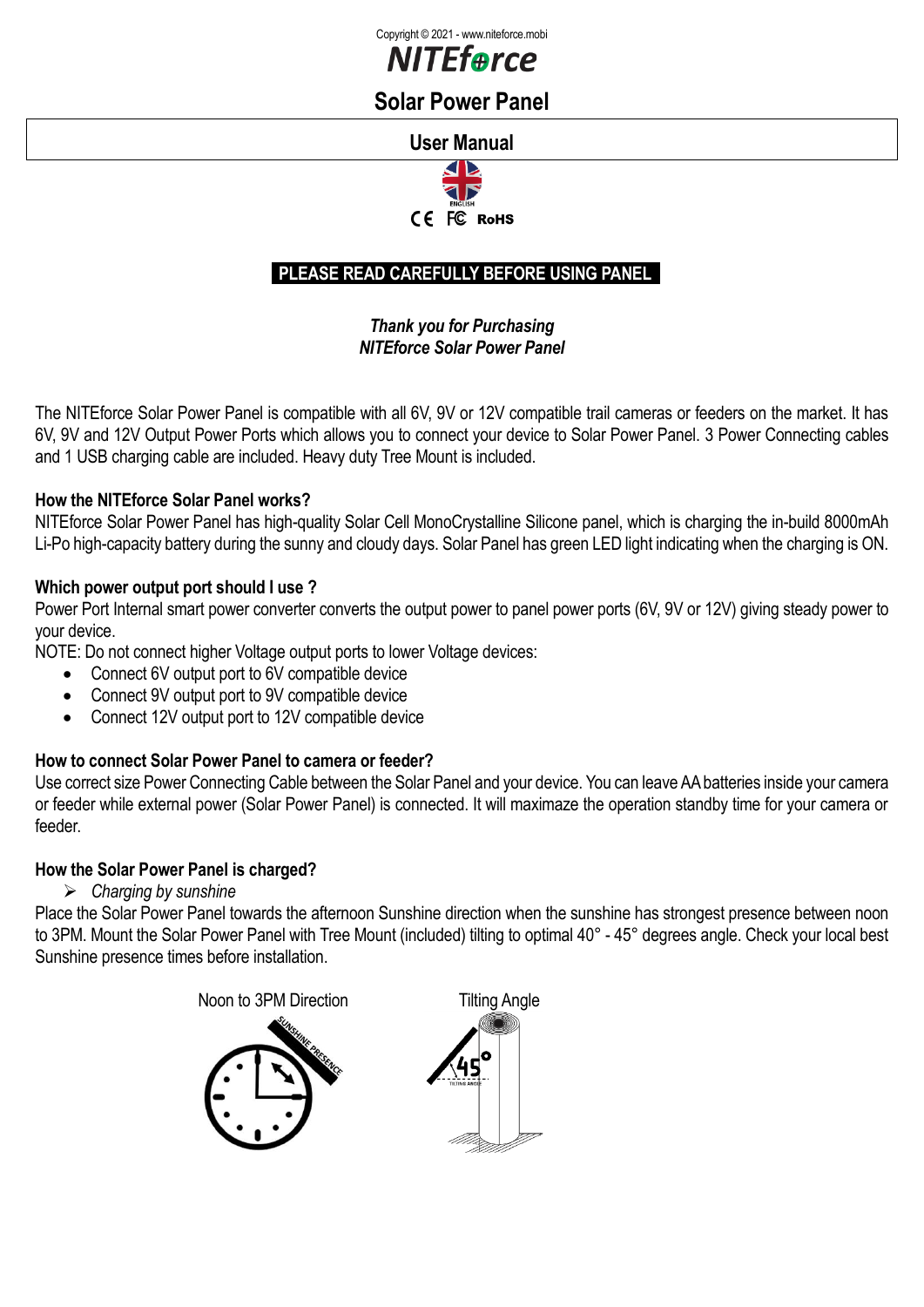Copyright © 2021 - www.niteforce.mobi

# NITEforce

## Solar Power Panel

## User Manual

ENGLISH

CE FC RoHS

**PLEASE READ CAREFULLY BEFORE USING PANEL**

***Thank you for Purchasing***
***NITEforce Solar Power Panel***

The NITEforce Solar Power Panel is compatible with all 6V, 9V or 12V compatible trail cameras or feeders on the market. It has 6V, 9V and 12V Output Power Ports which allows you to connect your device to Solar Power Panel. 3 Power Connecting cables and 1 USB charging cable are included. Heavy duty Tree Mount is included.

### How the NITEforce Solar Panel works?

NITEforce Solar Power Panel has high-quality Solar Cell MonoCrystalline Silicone panel, which is charging the in-build 8000mAh Li-Po high-capacity battery during the sunny and cloudy days. Solar Panel has green LED light indicating when the charging is ON.

### Which power output port should I use ?

Power Port Internal smart power converter converts the output power to panel power ports (6V, 9V or 12V) giving steady power to your device.

NOTE: Do not connect higher Voltage output ports to lower Voltage devices:

- Connect 6V output port to 6V compatible device
- Connect 9V output port to 9V compatible device
- Connect 12V output port to 12V compatible device

### How to connect Solar Power Panel to camera or feeder?

Use correct size Power Connecting Cable between the Solar Panel and your device. You can leave AA batteries inside your camera or feeder while external power (Solar Power Panel) is connected. It will maximaze the operation standby time for your camera or feeder.

### How the Solar Power Panel is charged?

- *Charging by sunshine*

Place the Solar Power Panel towards the afternoon Sunshine direction when the sunshine has strongest presence between noon to 3PM. Mount the Solar Power Panel with Tree Mount (included) tilting to optimal 40° - 45° degrees angle. Check your local best Sunshine presence times before installation.

Noon to 3PM Direction

SUNSHINE PRESENCE

Tilting Angle

45°

TILTING ANGLE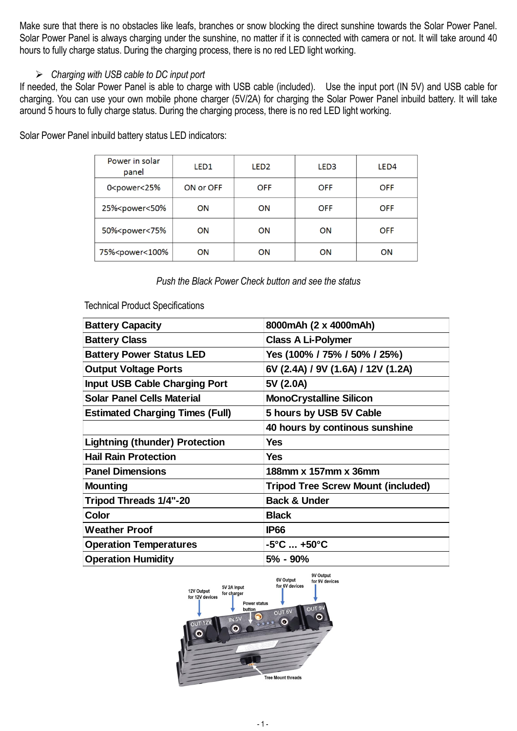Make sure that there is no obstacles like leafs, branches or snow blocking the direct sunshine towards the Solar Power Panel. Solar Power Panel is always charging under the sunshine, no matter if it is connected with camera or not. It will take around 40 hours to fully charge status. During the charging process, there is no red LED light working.

- *Charging with USB cable to DC input port*

If needed, the Solar Power Panel is able to charge with USB cable (included). Use the input port (IN 5V) and USB cable for charging. You can use your own mobile phone charger (5V/2A) for charging the Solar Power Panel inbuild battery. It will take around 5 hours to fully charge status. During the charging process, there is no red LED light working.

Solar Power Panel inbuild battery status LED indicators:

| Power in solar panel | LED1 | LED2 | LED3 | LED4 |
|---|---|---|---|---|
| 0<power<25% | ON or OFF | OFF | OFF | OFF |
| 25%<power<50% | ON | ON | OFF | OFF |
| 50%<power<75% | ON | ON | ON | OFF |
| 75%<power<100% | ON | ON | ON | ON |

*Push the Black Power Check button and see the status*

Technical Product Specifications

| | |
|---|---|
| **Battery Capacity** | **8000mAh (2 x 4000mAh)** |
| **Battery Class** | **Class A Li-Polymer** |
| **Battery Power Status LED** | **Yes (100% / 75% / 50% / 25%)** |
| **Output Voltage Ports** | **6V (2.4A) / 9V (1.6A) / 12V (1.2A)** |
| **Input USB Cable Charging Port** | **5V (2.0A)** |
| **Solar Panel Cells Material** | **MonoCrystalline Silicon** |
| **Estimated Charging Times (Full)** | **5 hours by USB 5V Cable** |
| | **40 hours by continous sunshine** |
| **Lightning (thunder) Protection** | **Yes** |
| **Hail Rain Protection** | **Yes** |
| **Panel Dimensions** | **188mm x 157mm x 36mm** |
| **Mounting** | **Tripod Tree Screw Mount (included)** |
| **Tripod Threads 1/4"-20** | **Back & Under** |
| **Color** | **Black** |
| **Weather Proof** | **IP66** |
| **Operation Temperatures** | **-5°C ... +50°C** |
| **Operation Humidity** | **5% - 90%** |

12V Output for 12V devices
5V 2A Input for charger
Power status button
6V Output for 6V devices
9V Output for 9V devices
Tree Mount threads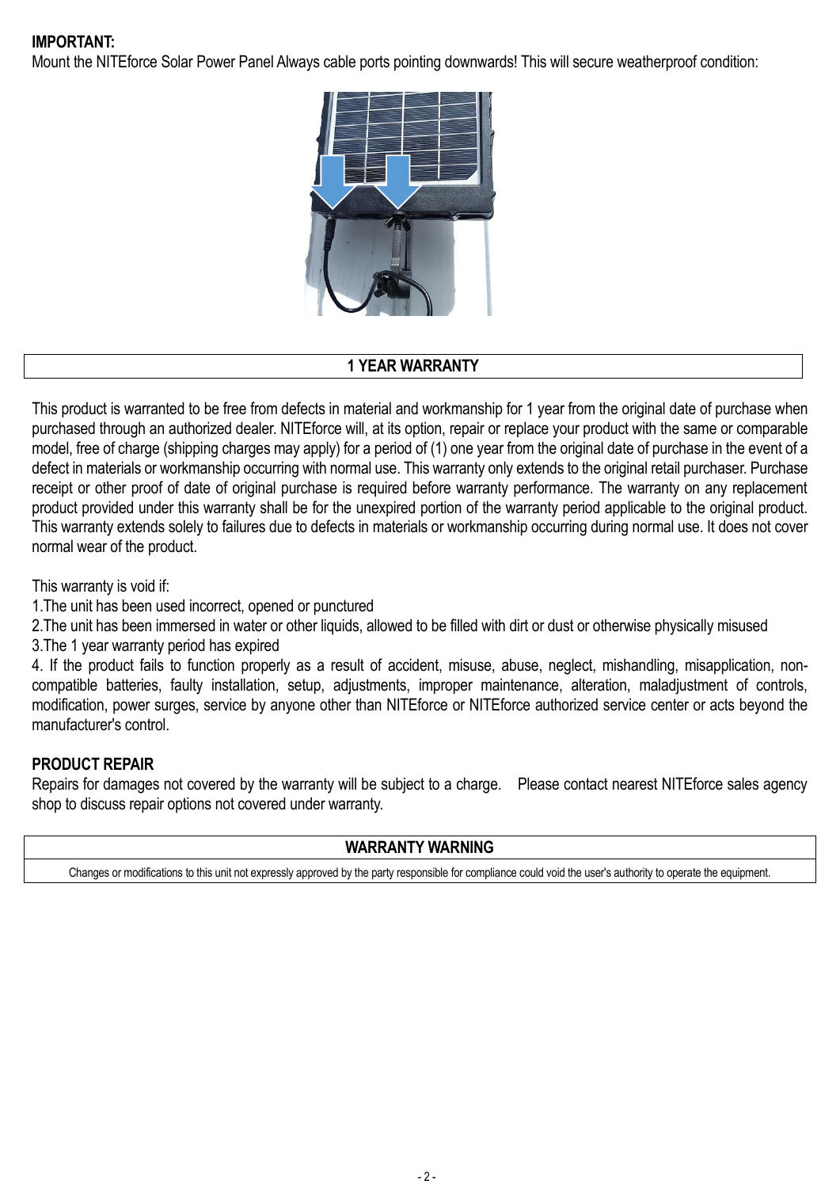**IMPORTANT:**
Mount the NITEforce Solar Power Panel Always cable ports pointing downwards! This will secure weatherproof condition:

## 1 YEAR WARRANTY

This product is warranted to be free from defects in material and workmanship for 1 year from the original date of purchase when purchased through an authorized dealer. NITEforce will, at its option, repair or replace your product with the same or comparable model, free of charge (shipping charges may apply) for a period of (1) one year from the original date of purchase in the event of a defect in materials or workmanship occurring with normal use. This warranty only extends to the original retail purchaser. Purchase receipt or other proof of date of original purchase is required before warranty performance. The warranty on any replacement product provided under this warranty shall be for the unexpired portion of the warranty period applicable to the original product. This warranty extends solely to failures due to defects in materials or workmanship occurring during normal use. It does not cover normal wear of the product.

This warranty is void if:

1.The unit has been used incorrect, opened or punctured
2.The unit has been immersed in water or other liquids, allowed to be filled with dirt or dust or otherwise physically misused
3.The 1 year warranty period has expired
4. If the product fails to function properly as a result of accident, misuse, abuse, neglect, mishandling, misapplication, non-compatible batteries, faulty installation, setup, adjustments, improper maintenance, alteration, maladjustment of controls, modification, power surges, service by anyone other than NITEforce or NITEforce authorized service center or acts beyond the manufacturer's control.

**PRODUCT REPAIR**
Repairs for damages not covered by the warranty will be subject to a charge. Please contact nearest NITEforce sales agency shop to discuss repair options not covered under warranty.

## WARRANTY WARNING

Changes or modifications to this unit not expressly approved by the party responsible for compliance could void the user's authority to operate the equipment.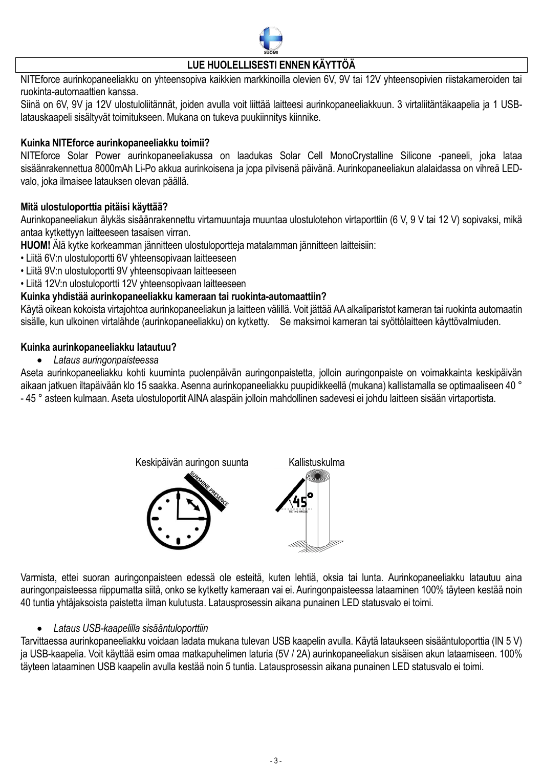**LUE HUOLELLISESTI ENNEN KÄYTTÖÄ**

NITEforce aurinkopaneeliakku on yhteensopiva kaikkien markkinoilla olevien 6V, 9V tai 12V yhteensopivien riistakameroiden tai ruokinta-automaattien kanssa.

Siinä on 6V, 9V ja 12V ulostuloliitännät, joiden avulla voit liittää laitteesi aurinkopaneeliakkuun. 3 virtaliitäntäkaapelia ja 1 USB-latauskaapeli sisältyvät toimitukseen. Mukana on tukeva puukiinnitys kiinnike.

**Kuinka NITEforce aurinkopaneeliakku toimii?**

NITEforce Solar Power aurinkopaneeliakussa on laadukas Solar Cell MonoCrystalline Silicone -paneeli, joka lataa sisäänrakennettua 8000mAh Li-Po akkua aurinkoisena ja jopa pilvisenä päivänä. Aurinkopaneeliakun alalaidassa on vihreä LED-valo, joka ilmaisee latauksen olevan päällä.

**Mitä ulostuloporttia pitäisi käyttää?**

Aurinkopaneeliakun älykäs sisäänrakennettu virtamuuntaja muuntaa ulostulotehon virtaporttiin (6 V, 9 V tai 12 V) sopivaksi, mikä antaa kytkettyyn laitteeseen tasaisen virran.

**HUOM!** Älä kytke korkeamman jännitteen ulostuloportteja matalamman jännitteen laitteisiin:

- Liitä 6V:n ulostuloportti 6V yhteensopivaan laitteeseen
- Liitä 9V:n ulostuloportti 9V yhteensopivaan laitteeseen
- Liitä 12V:n ulostuloportti 12V yhteensopivaan laitteeseen

**Kuinka yhdistää aurinkopaneeliakku kameraan tai ruokinta-automaattiin?**

Käytä oikean kokoista virtajohtoa aurinkopaneeliakun ja laitteen välillä. Voit jättää AA alkaliparistot kameran tai ruokinta automaatin sisälle, kun ulkoinen virtalähde (aurinkopaneeliakku) on kytketty. Se maksimoi kameran tai syöttölaitteen käyttövalmiuden.

**Kuinka aurinkopaneeliakku latautuu?**

- *Lataus auringonpaisteessa*

Aseta aurinkopaneeliakku kohti kuuminta puolenpäivän auringonpaistetta, jolloin auringonpaiste on voimakkainta keskipäivän aikaan jatkuen iltapäivään klo 15 saakka. Asenna aurinkopaneeliakku puupidikkeellä (mukana) kallistamalla se optimaaliseen 40 ° - 45 ° asteen kulmaan. Aseta ulostuloportit AINA alaspäin jolloin mahdollinen sadevesi ei johdu laitteen sisään virtaportista.

Keskipäivän auringon suunta &nbsp;&nbsp;&nbsp;&nbsp; Kallistuskulma

Varmista, ettei suoran auringonpaisteen edessä ole esteitä, kuten lehtiä, oksia tai lunta. Aurinkopaneeliakku latautuu aina auringonpaisteessa riippumatta siitä, onko se kytketty kameraan vai ei. Auringonpaisteessa lataaminen 100% täyteen kestää noin 40 tuntia yhtäjaksoista paistetta ilman kulutusta. Latausprosessin aikana punainen LED statusvalo ei toimi.

- *Lataus USB-kaapelilla sisääntuloporttiin*

Tarvittaessa aurinkopaneeliakku voidaan ladata mukana tulevan USB kaapelin avulla. Käytä lataukseen sisääntuloporttia (IN 5 V) ja USB-kaapelia. Voit käyttää esim omaa matkapuhelimen laturia (5V / 2A) aurinkopaneeliakun sisäisen akun lataamiseen. 100% täyteen lataaminen USB kaapelin avulla kestää noin 5 tuntia. Latausprosessin aikana punainen LED statusvalo ei toimi.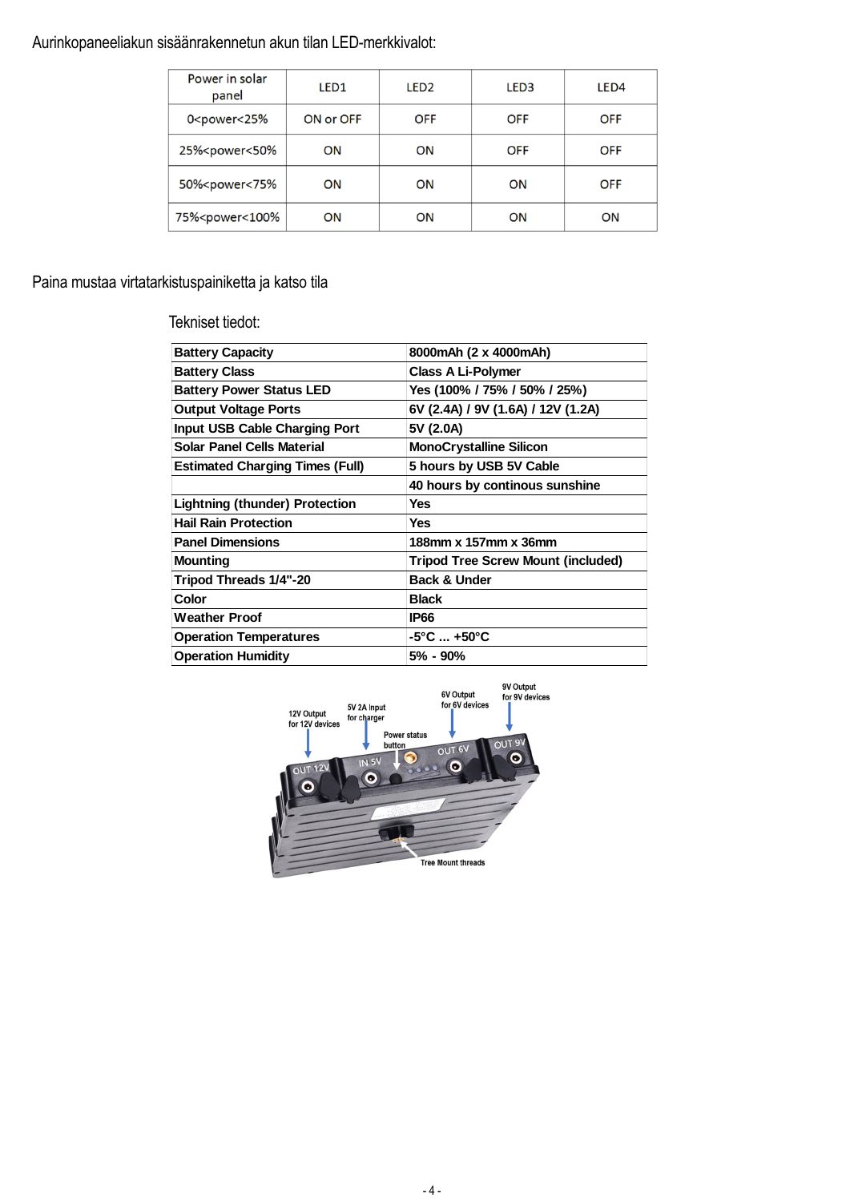Aurinkopaneeliakun sisäänrakennetun akun tilan LED-merkkivalot:

| Power in solar panel | LED1 | LED2 | LED3 | LED4 |
|---|---|---|---|---|
| 0<power<25% | ON or OFF | OFF | OFF | OFF |
| 25%<power<50% | ON | ON | OFF | OFF |
| 50%<power<75% | ON | ON | ON | OFF |
| 75%<power<100% | ON | ON | ON | ON |

Paina mustaa virtatarkistuspainiketta ja katso tila

Tekniset tiedot:

| **Battery Capacity** | **8000mAh (2 x 4000mAh)** |
|---|---|
| **Battery Class** | **Class A Li-Polymer** |
| **Battery Power Status LED** | **Yes (100% / 75% / 50% / 25%)** |
| **Output Voltage Ports** | **6V (2.4A) / 9V (1.6A) / 12V (1.2A)** |
| **Input USB Cable Charging Port** | **5V (2.0A)** |
| **Solar Panel Cells Material** | **MonoCrystalline Silicon** |
| **Estimated Charging Times (Full)** | **5 hours by USB 5V Cable** |
| | **40 hours by continous sunshine** |
| **Lightning (thunder) Protection** | **Yes** |
| **Hail Rain Protection** | **Yes** |
| **Panel Dimensions** | **188mm x 157mm x 36mm** |
| **Mounting** | **Tripod Tree Screw Mount (included)** |
| **Tripod Threads 1/4"-20** | **Back & Under** |
| **Color** | **Black** |
| **Weather Proof** | **IP66** |
| **Operation Temperatures** | **-5°C ... +50°C** |
| **Operation Humidity** | **5% - 90%** |

12V Output for 12V devices

5V 2A input for charger

Power status button

6V Output for 6V devices

9V Output for 9V devices

Tree Mount threads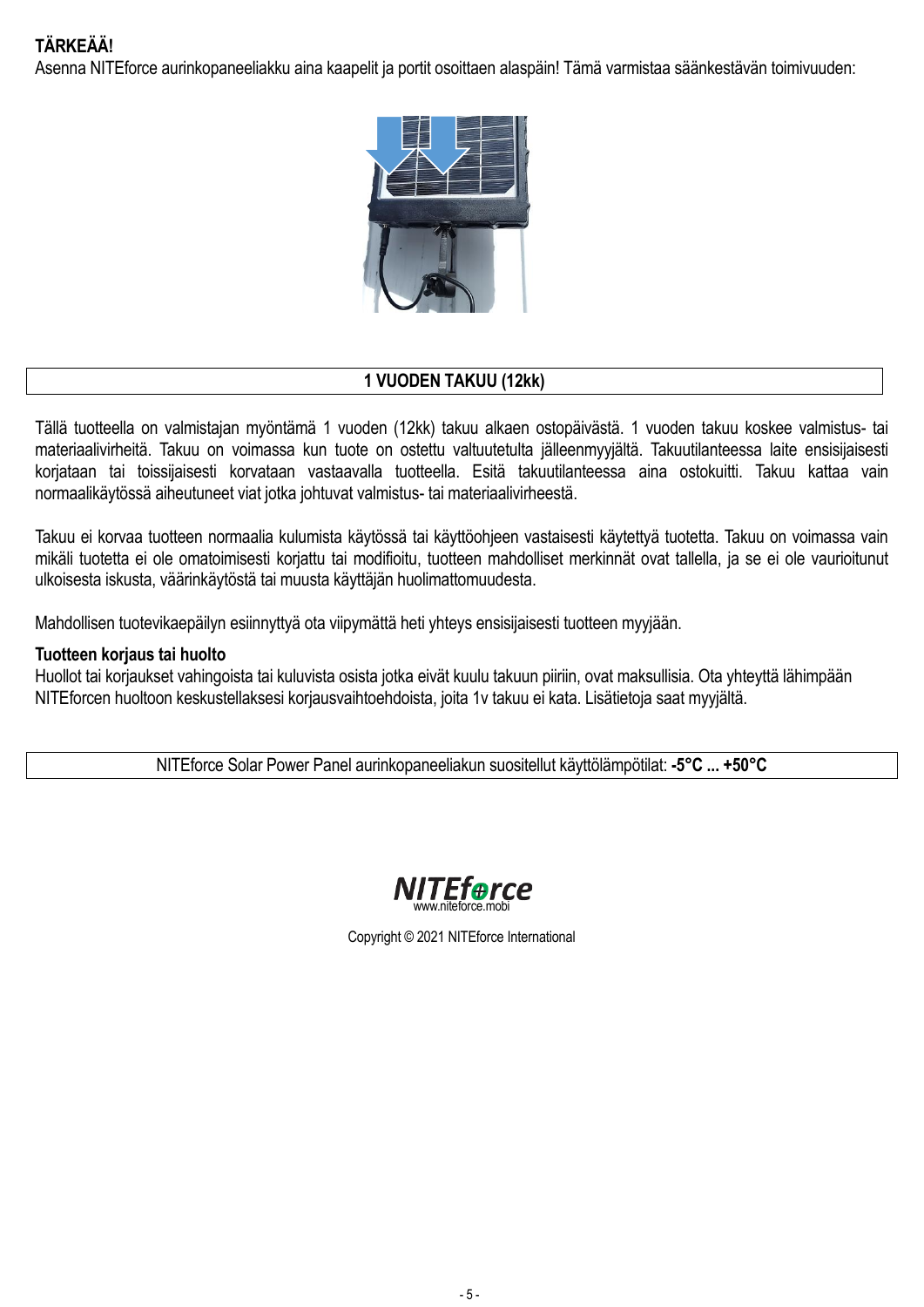**TÄRKEÄÄ!**

Asenna NITEforce aurinkopaneeliakku aina kaapelit ja portit osoittaen alaspäin! Tämä varmistaa säänkestävän toimivuuden:

## 1 VUODEN TAKUU (12kk)

Tällä tuotteella on valmistajan myöntämä 1 vuoden (12kk) takuu alkaen ostopäivästä. 1 vuoden takuu koskee valmistus- tai materiaalivirheitä. Takuu on voimassa kun tuote on ostettu valtuutetulta jälleenmyyjältä. Takuutilanteessa laite ensisijaisesti korjataan tai toissijaisesti korvataan vastaavalla tuotteella. Esitä takuutilanteessa aina ostokuitti. Takuu kattaa vain normaalikäytössä aiheutuneet viat jotka johtuvat valmistus- tai materiaalivirheestä.

Takuu ei korvaa tuotteen normaalia kulumista käytössä tai käyttöohjeen vastaisesti käytettyä tuotetta. Takuu on voimassa vain mikäli tuotetta ei ole omatoimisesti korjattu tai modifioitu, tuotteen mahdolliset merkinnät ovat tallella, ja se ei ole vaurioitunut ulkoisesta iskusta, väärinkäytöstä tai muusta käyttäjän huolimattomuudesta.

Mahdollisen tuotevikaepäilyn esiinnyttyä ota viipymättä heti yhteys ensisijaisesti tuotteen myyjään.

**Tuotteen korjaus tai huolto**

Huollot tai korjaukset vahingoista tai kuluvista osista jotka eivät kuulu takuun piiriin, ovat maksullisia. Ota yhteyttä lähimpään NITEforcen huoltoon keskustellaksesi korjausvaihtoehdoista, joita 1v takuu ei kata. Lisätietoja saat myyjältä.

NITEforce Solar Power Panel aurinkopaneeliakun suositellut käyttölämpötilat: **-5°C ... +50°C**

NITEforce
www.niteforce.mobi

Copyright © 2021 NITEforce International